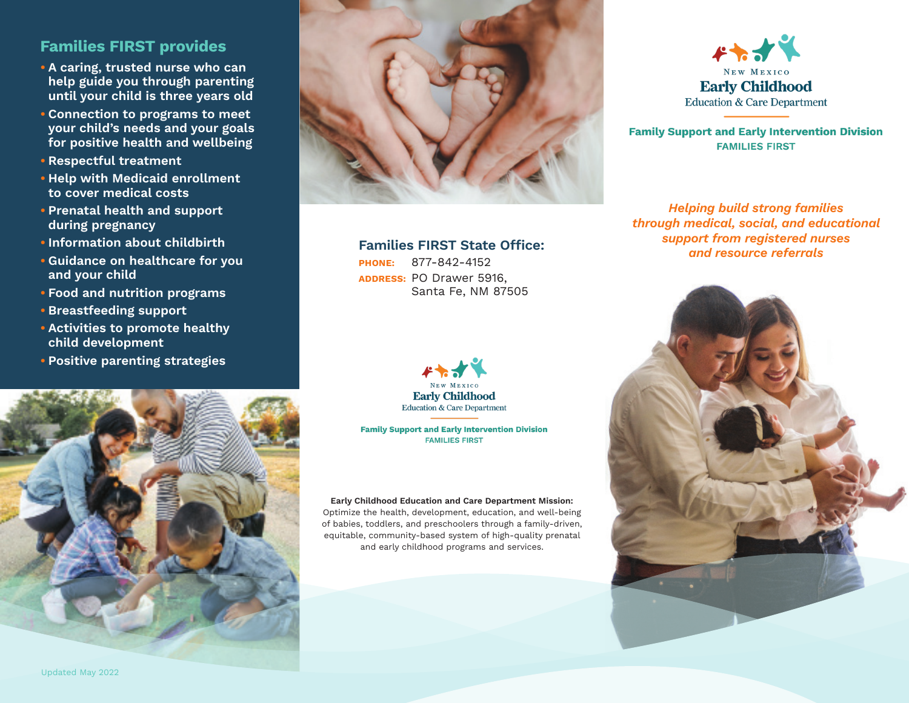## Families FIRST provides

- A caring, trusted nurse who can help guide you through parenting until your child is three years old
- Connection to programs to meet your child's needs and your goals for positive health and wellbeing
- Respectful treatment
- Help with Medicaid enrollment to cover medical costs
- Prenatal health and support during pregnancy
- Information about childbirth
- Guidance on healthcare for you and your child
- Food and nutrition programs
- Breastfeeding support
- Activities to promote healthy child development
- Positive parenting strategies

Updated May 2022

### Families FIRST State Office:

**PHONE:** 877-842-4152
**ADDRESS:** PO Drawer 5916, Santa Fe, NM 87505

New Mexico
**Early Childhood**
Education & Care Department

**Family Support and Early Intervention Division**
**FAMILIES FIRST**

**Early Childhood Education and Care Department Mission:**
Optimize the health, development, education, and well-being of babies, toddlers, and preschoolers through a family-driven, equitable, community-based system of high-quality prenatal and early childhood programs and services.

New Mexico
**Early Childhood**
Education & Care Department

**Family Support and Early Intervention Division**
**FAMILIES FIRST**

***Helping build strong families through medical, social, and educational support from registered nurses and resource referrals***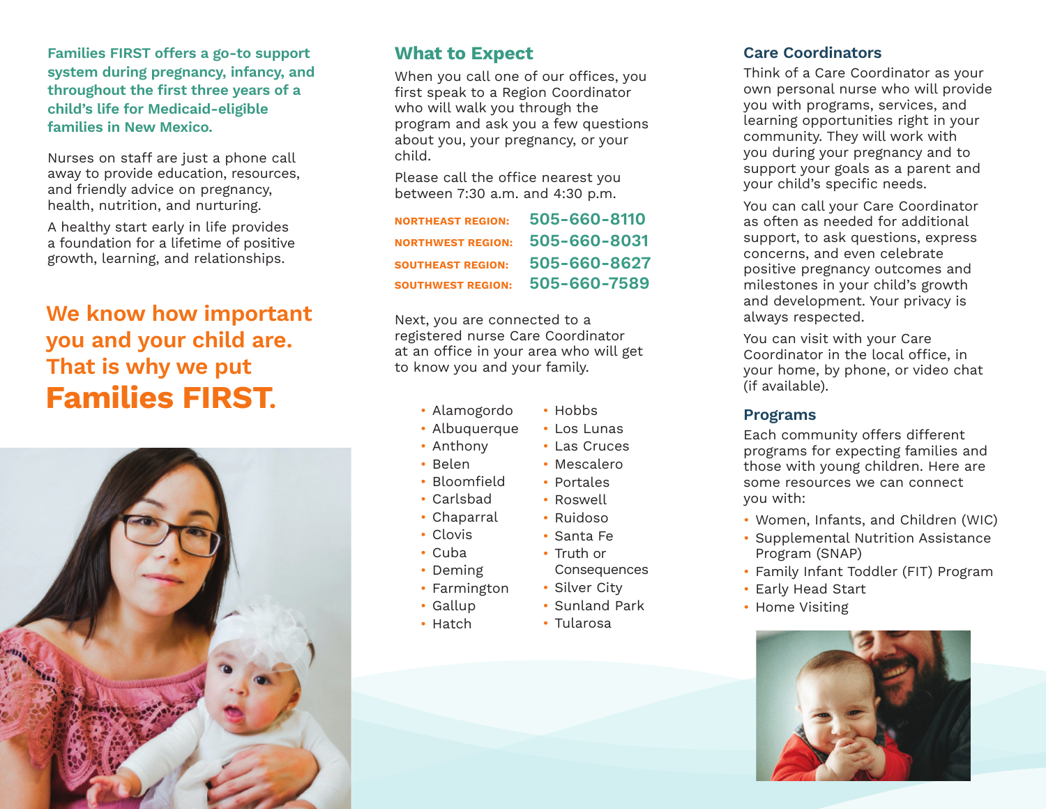**Families FIRST offers a go-to support system during pregnancy, infancy, and throughout the first three years of a child's life for Medicaid-eligible families in New Mexico.**

Nurses on staff are just a phone call away to provide education, resources, and friendly advice on pregnancy, health, nutrition, and nurturing.

A healthy start early in life provides a foundation for a lifetime of positive growth, learning, and relationships.

## We know how important you and your child are. That is why we put **Families FIRST.**

## What to Expect

When you call one of our offices, you first speak to a Region Coordinator who will walk you through the program and ask you a few questions about you, your pregnancy, or your child.

Please call the office nearest you between 7:30 a.m. and 4:30 p.m.

**NORTHEAST REGION:** 505-660-8110
**NORTHWEST REGION:** 505-660-8031
**SOUTHEAST REGION:** 505-660-8627
**SOUTHWEST REGION:** 505-660-7589

Next, you are connected to a registered nurse Care Coordinator at an office in your area who will get to know you and your family.

- Alamogordo
- Albuquerque
- Anthony
- Belen
- Bloomfield
- Carlsbad
- Chaparral
- Clovis
- Cuba
- Deming
- Farmington
- Gallup
- Hatch
- Hobbs
- Los Lunas
- Las Cruces
- Mescalero
- Portales
- Roswell
- Ruidoso
- Santa Fe
- Truth or Consequences
- Silver City
- Sunland Park
- Tularosa

### Care Coordinators

Think of a Care Coordinator as your own personal nurse who will provide you with programs, services, and learning opportunities right in your community. They will work with you during your pregnancy and to support your goals as a parent and your child's specific needs.

You can call your Care Coordinator as often as needed for additional support, to ask questions, express concerns, and even celebrate positive pregnancy outcomes and milestones in your child's growth and development. Your privacy is always respected.

You can visit with your Care Coordinator in the local office, in your home, by phone, or video chat (if available).

### Programs

Each community offers different programs for expecting families and those with young children. Here are some resources we can connect you with:

- Women, Infants, and Children (WIC)
- Supplemental Nutrition Assistance Program (SNAP)
- Family Infant Toddler (FIT) Program
- Early Head Start
- Home Visiting